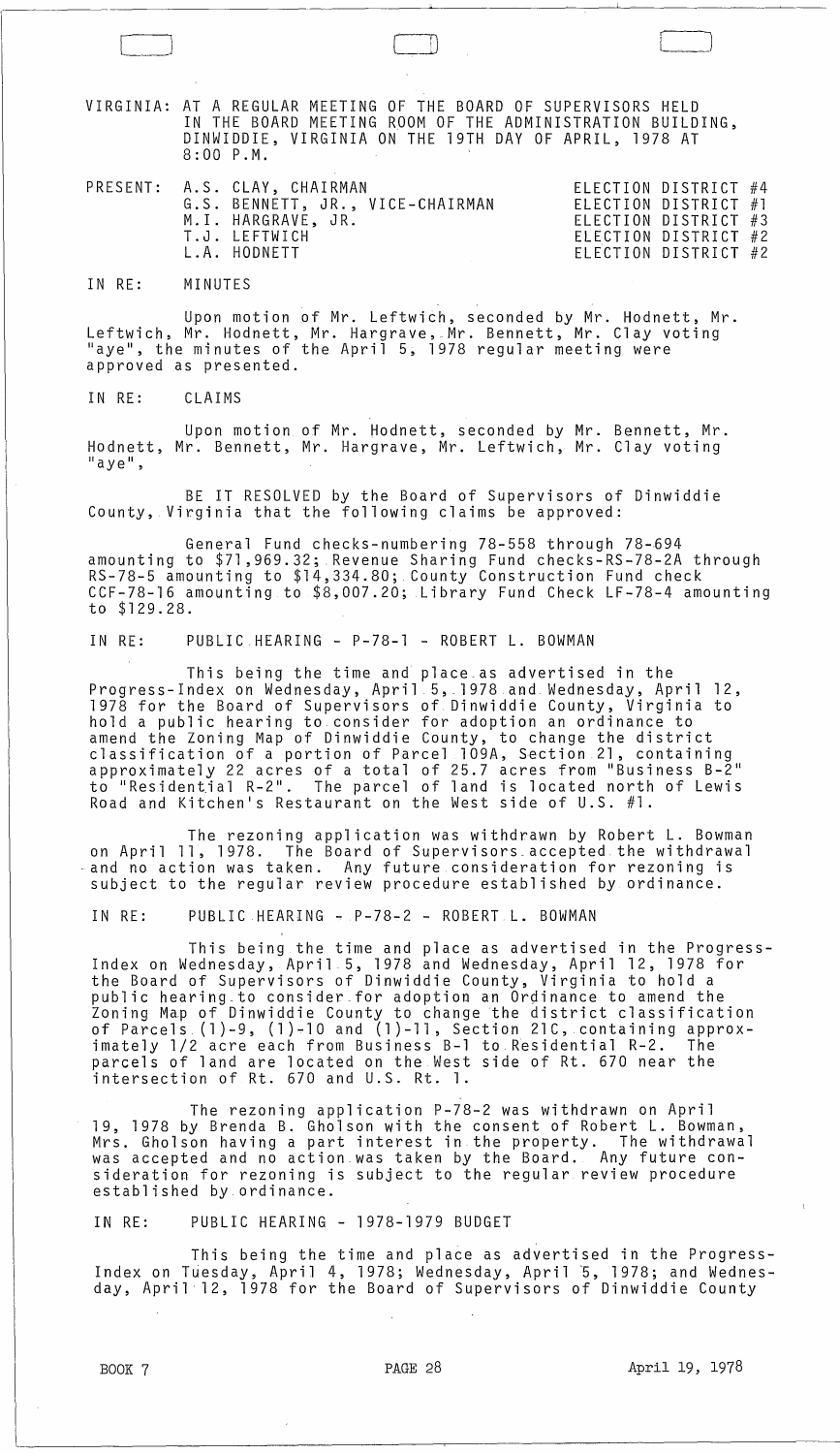VIRGINIA: AT A REGULAR MEETING OF THE BOARD OF SUPERVISORS HELD IN THE BOARD MEETING ROOM OF THE ADMINISTRATION BUILDING, DINWIDDIE, VIRGINIA ON THE 19TH DAY OF APRIL, 1978 AT 8:00 P.M.

| PRESENT: | | |
|---|---|---|
| | A.S. CLAY, CHAIRMAN | ELECTION DISTRICT #4 |
| | G.S. BENNETT, JR., VICE-CHAIRMAN | ELECTION DISTRICT #1 |
| | M.I. HARGRAVE, JR. | ELECTION DISTRICT #3 |
| | T.J. LEFTWICH | ELECTION DISTRICT #2 |
| | L.A. HODNETT | ELECTION DISTRICT #2 |

IN RE: MINUTES

Upon motion of Mr. Leftwich, seconded by Mr. Hodnett, Mr. Leftwich, Mr. Hodnett, Mr. Hargrave, Mr. Bennett, Mr. Clay voting "aye", the minutes of the April 5, 1978 regular meeting were approved as presented.

IN RE: CLAIMS

Upon motion of Mr. Hodnett, seconded by Mr. Bennett, Mr. Hodnett, Mr. Bennett, Mr. Hargrave, Mr. Leftwich, Mr. Clay voting "aye",

BE IT RESOLVED by the Board of Supervisors of Dinwiddie County, Virginia that the following claims be approved:

General Fund checks-numbering 78-558 through 78-694 amounting to $71,969.32; Revenue Sharing Fund checks-RS-78-2A through RS-78-5 amounting to $14,334.80; County Construction Fund check CCF-78-16 amounting to $8,007.20; Library Fund Check LF-78-4 amounting to $129.28.

IN RE: PUBLIC HEARING - P-78-1 - ROBERT L. BOWMAN

This being the time and place as advertised in the Progress-Index on Wednesday, April 5, 1978 and Wednesday, April 12, 1978 for the Board of Supervisors of Dinwiddie County, Virginia to hold a public hearing to consider for adoption an ordinance to amend the Zoning Map of Dinwiddie County, to change the district classification of a portion of Parcel 109A, Section 21, containing approximately 22 acres of a total of 25.7 acres from "Business B-2" to "Residential R-2". The parcel of land is located north of Lewis Road and Kitchen's Restaurant on the West side of U.S. #1.

The rezoning application was withdrawn by Robert L. Bowman on April 11, 1978. The Board of Supervisors accepted the withdrawal and no action was taken. Any future consideration for rezoning is subject to the regular review procedure established by ordinance.

IN RE: PUBLIC HEARING - P-78-2 - ROBERT L. BOWMAN

This being the time and place as advertised in the Progress-Index on Wednesday, April 5, 1978 and Wednesday, April 12, 1978 for the Board of Supervisors of Dinwiddie County, Virginia to hold a public hearing to consider for adoption an Ordinance to amend the Zoning Map of Dinwiddie County to change the district classification of Parcels (1)-9, (1)-10 and (1)-11, Section 21C, containing approximately 1/2 acre each from Business B-1 to Residential R-2. The parcels of land are located on the West side of Rt. 670 near the intersection of Rt. 670 and U.S. Rt. 1.

The rezoning application P-78-2 was withdrawn on April 19, 1978 by Brenda B. Gholson with the consent of Robert L. Bowman, Mrs. Gholson having a part interest in the property. The withdrawal was accepted and no action was taken by the Board. Any future consideration for rezoning is subject to the regular review procedure established by ordinance.

IN RE: PUBLIC HEARING - 1978-1979 BUDGET

This being the time and place as advertised in the Progress-Index on Tuesday, April 4, 1978; Wednesday, April 5, 1978; and Wednesday, April 12, 1978 for the Board of Supervisors of Dinwiddie County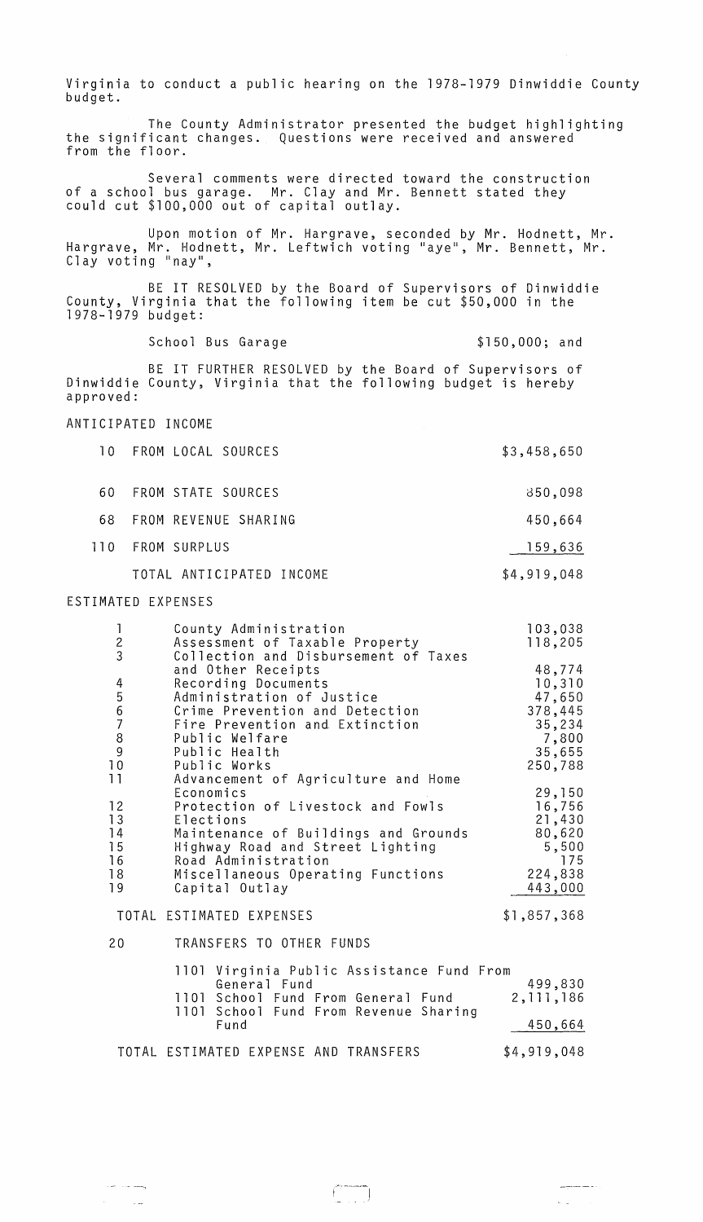Virginia to conduct a public hearing on the 1978-1979 Dinwiddie County budget.

The County Administrator presented the budget highlighting the significant changes. Questions were received and answered from the floor.

Several comments were directed toward the construction of a school bus garage. Mr. Clay and Mr. Bennett stated they could cut $100,000 out of capital outlay.

Upon motion of Mr. Hargrave, seconded by Mr. Hodnett, Mr. Hargrave, Mr. Hodnett, Mr. Leftwich voting "aye", Mr. Bennett, Mr. Clay voting "nay",

BE IT RESOLVED by the Board of Supervisors of Dinwiddie County, Virginia that the following item be cut $50,000 in the 1978-1979 budget:

| | |
|---|---|
| School Bus Garage | $150,000; and |

BE IT FURTHER RESOLVED by the Board of Supervisors of Dinwiddie County, Virginia that the following budget is hereby approved:

ANTICIPATED INCOME

| | | |
|---|---|---|
| 10 | FROM LOCAL SOURCES | $3,458,650 |
| 60 | FROM STATE SOURCES | 850,098 |
| 68 | FROM REVENUE SHARING | 450,664 |
| 110 | FROM SURPLUS | 159,636 |
| | TOTAL ANTICIPATED INCOME | $4,919,048 |

ESTIMATED EXPENSES

| | | |
|---|---|---|
| 1 | County Administration | 103,038 |
| 2 | Assessment of Taxable Property | 118,205 |
| 3 | Collection and Disbursement of Taxes and Other Receipts | 48,774 |
| 4 | Recording Documents | 10,310 |
| 5 | Administration of Justice | 47,650 |
| 6 | Crime Prevention and Detection | 378,445 |
| 7 | Fire Prevention and Extinction | 35,234 |
| 8 | Public Welfare | 7,800 |
| 9 | Public Health | 35,655 |
| 10 | Public Works | 250,788 |
| 11 | Advancement of Agriculture and Home Economics | 29,150 |
| 12 | Protection of Livestock and Fowls | 16,756 |
| 13 | Elections | 21,430 |
| 14 | Maintenance of Buildings and Grounds | 80,620 |
| 15 | Highway Road and Street Lighting | 5,500 |
| 16 | Road Administration | 175 |
| 18 | Miscellaneous Operating Functions | 224,838 |
| 19 | Capital Outlay | 443,000 |
| | TOTAL ESTIMATED EXPENSES | $1,857,368 |
| 20 | TRANSFERS TO OTHER FUNDS | |
| | 1101 Virginia Public Assistance Fund From General Fund | 499,830 |
| | 1101 School Fund From General Fund | 2,111,186 |
| | 1101 School Fund From Revenue Sharing Fund | 450,664 |
| | TOTAL ESTIMATED EXPENSE AND TRANSFERS | $4,919,048 |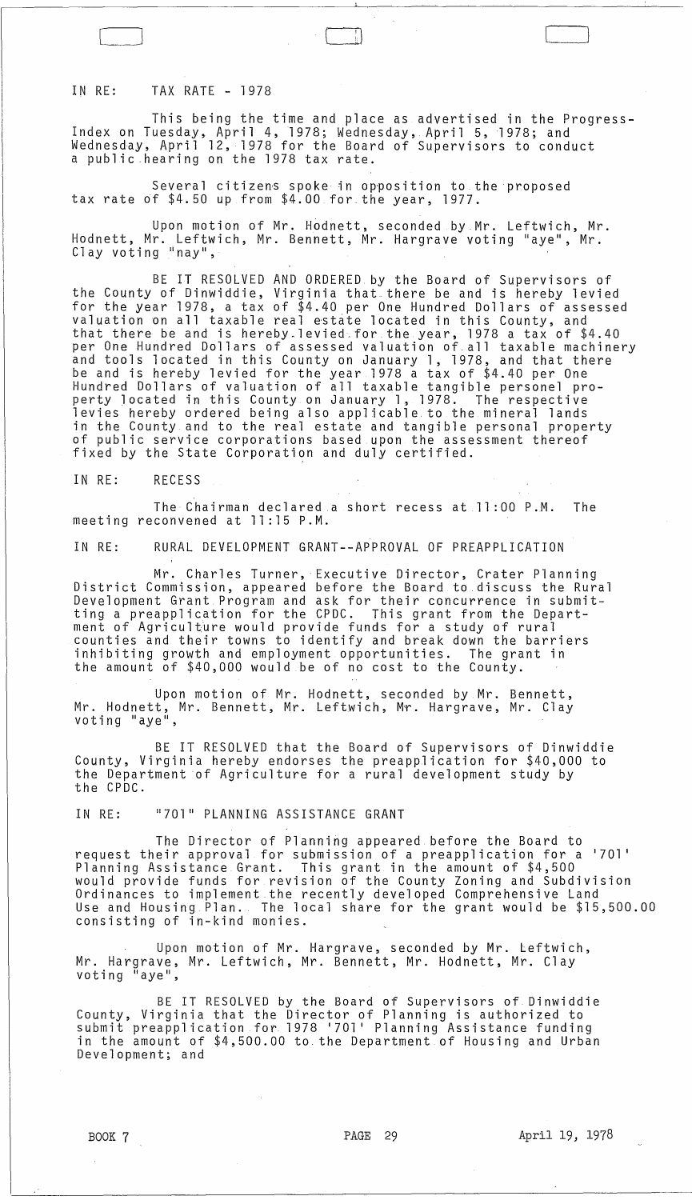IN RE: TAX RATE - 1978

This being the time and place as advertised in the Progress-Index on Tuesday, April 4, 1978; Wednesday, April 5, 1978; and Wednesday, April 12, 1978 for the Board of Supervisors to conduct a public hearing on the 1978 tax rate.

Several citizens spoke in opposition to the proposed tax rate of $4.50 up from $4.00 for the year, 1977.

Upon motion of Mr. Hodnett, seconded by Mr. Leftwich, Mr. Hodnett, Mr. Leftwich, Mr. Bennett, Mr. Hargrave voting "aye", Mr. Clay voting "nay",

BE IT RESOLVED AND ORDERED by the Board of Supervisors of the County of Dinwiddie, Virginia that there be and is hereby levied for the year 1978, a tax of $4.40 per One Hundred Dollars of assessed valuation on all taxable real estate located in this County, and that there be and is hereby levied for the year, 1978 a tax of $4.40 per One Hundred Dollars of assessed valuation of all taxable machinery and tools located in this County on January 1, 1978, and that there be and is hereby levied for the year 1978 a tax of $4.40 per One Hundred Dollars of valuation of all taxable tangible personel property located in this County on January 1, 1978. The respective levies hereby ordered being also applicable to the mineral lands in the County and to the real estate and tangible personal property of public service corporations based upon the assessment thereof fixed by the State Corporation and duly certified.

IN RE: RECESS

The Chairman declared a short recess at 11:00 P.M. The meeting reconvened at 11:15 P.M.

IN RE: RURAL DEVELOPMENT GRANT--APPROVAL OF PREAPPLICATION

Mr. Charles Turner, Executive Director, Crater Planning District Commission, appeared before the Board to discuss the Rural Development Grant Program and ask for their concurrence in submitting a preapplication for the CPDC. This grant from the Department of Agriculture would provide funds for a study of rural counties and their towns to identify and break down the barriers inhibiting growth and employment opportunities. The grant in the amount of $40,000 would be of no cost to the County.

Upon motion of Mr. Hodnett, seconded by Mr. Bennett, Mr. Hodnett, Mr. Bennett, Mr. Leftwich, Mr. Hargrave, Mr. Clay voting "aye",

BE IT RESOLVED that the Board of Supervisors of Dinwiddie County, Virginia hereby endorses the preapplication for $40,000 to the Department of Agriculture for a rural development study by the CPDC.

IN RE: "701" PLANNING ASSISTANCE GRANT

The Director of Planning appeared before the Board to request their approval for submission of a preapplication for a '701' Planning Assistance Grant. This grant in the amount of $4,500 would provide funds for revision of the County Zoning and Subdivision Ordinances to implement the recently developed Comprehensive Land Use and Housing Plan. The local share for the grant would be $15,500.00 consisting of in-kind monies.

Upon motion of Mr. Hargrave, seconded by Mr. Leftwich, Mr. Hargrave, Mr. Leftwich, Mr. Bennett, Mr. Hodnett, Mr. Clay voting "aye",

BE IT RESOLVED by the Board of Supervisors of Dinwiddie County, Virginia that the Director of Planning is authorized to submit preapplication for 1978 '701' Planning Assistance funding in the amount of $4,500.00 to the Department of Housing and Urban Development; and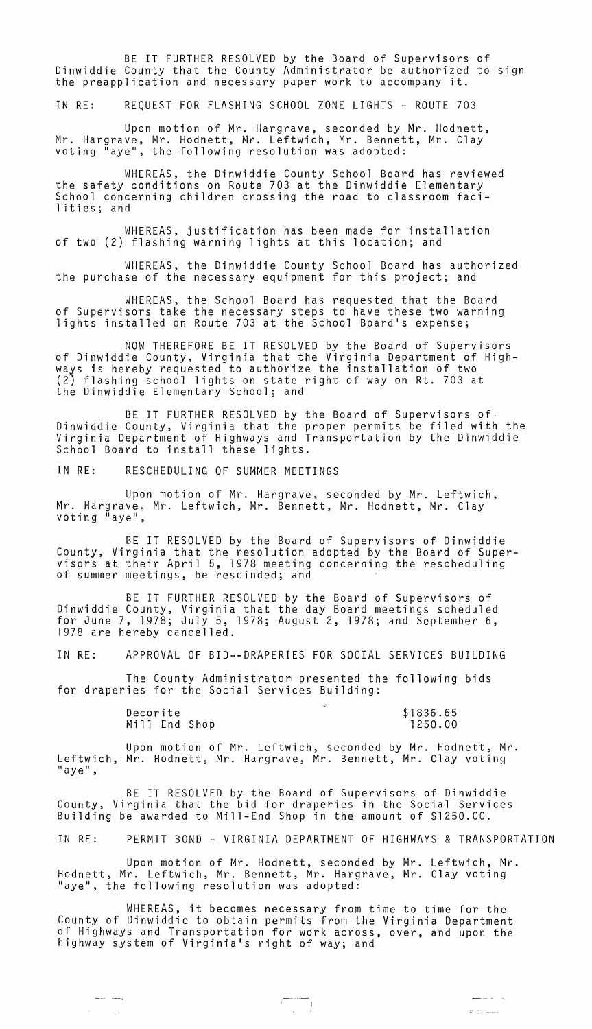BE IT FURTHER RESOLVED by the Board of Supervisors of Dinwiddie County that the County Administrator be authorized to sign the preapplication and necessary paper work to accompany it.

IN RE: REQUEST FOR FLASHING SCHOOL ZONE LIGHTS - ROUTE 703

Upon motion of Mr. Hargrave, seconded by Mr. Hodnett, Mr. Hargrave, Mr. Hodnett, Mr. Leftwich, Mr. Bennett, Mr. Clay voting "aye", the following resolution was adopted:

WHEREAS, the Dinwiddie County School Board has reviewed the safety conditions on Route 703 at the Dinwiddie Elementary School concerning children crossing the road to classroom facilities; and

WHEREAS, justification has been made for installation of two (2) flashing warning lights at this location; and

WHEREAS, the Dinwiddie County School Board has authorized the purchase of the necessary equipment for this project; and

WHEREAS, the School Board has requested that the Board of Supervisors take the necessary steps to have these two warning lights installed on Route 703 at the School Board's expense;

NOW THEREFORE BE IT RESOLVED by the Board of Supervisors of Dinwiddie County, Virginia that the Virginia Department of Highways is hereby requested to authorize the installation of two (2) flashing school lights on state right of way on Rt. 703 at the Dinwiddie Elementary School; and

BE IT FURTHER RESOLVED by the Board of Supervisors of Dinwiddie County, Virginia that the proper permits be filed with the Virginia Department of Highways and Transportation by the Dinwiddie School Board to install these lights.

IN RE: RESCHEDULING OF SUMMER MEETINGS

Upon motion of Mr. Hargrave, seconded by Mr. Leftwich, Mr. Hargrave, Mr. Leftwich, Mr. Bennett, Mr. Hodnett, Mr. Clay voting "aye",

BE IT RESOLVED by the Board of Supervisors of Dinwiddie County, Virginia that the resolution adopted by the Board of Supervisors at their April 5, 1978 meeting concerning the rescheduling of summer meetings, be rescinded; and

BE IT FURTHER RESOLVED by the Board of Supervisors of Dinwiddie County, Virginia that the day Board meetings scheduled for June 7, 1978; July 5, 1978; August 2, 1978; and September 6, 1978 are hereby cancelled.

IN RE: APPROVAL OF BID--DRAPERIES FOR SOCIAL SERVICES BUILDING

The County Administrator presented the following bids for draperies for the Social Services Building:

| | |
|---|---|
| Decorite | $1836.65 |
| Mill End Shop | 1250.00 |

Upon motion of Mr. Leftwich, seconded by Mr. Hodnett, Mr. Leftwich, Mr. Hodnett, Mr. Hargrave, Mr. Bennett, Mr. Clay voting "aye",

BE IT RESOLVED by the Board of Supervisors of Dinwiddie County, Virginia that the bid for draperies in the Social Services Building be awarded to Mill-End Shop in the amount of $1250.00.

IN RE: PERMIT BOND - VIRGINIA DEPARTMENT OF HIGHWAYS & TRANSPORTATION

Upon motion of Mr. Hodnett, seconded by Mr. Leftwich, Mr. Hodnett, Mr. Leftwich, Mr. Bennett, Mr. Hargrave, Mr. Clay voting "aye", the following resolution was adopted:

WHEREAS, it becomes necessary from time to time for the County of Dinwiddie to obtain permits from the Virginia Department of Highways and Transportation for work across, over, and upon the highway system of Virginia's right of way; and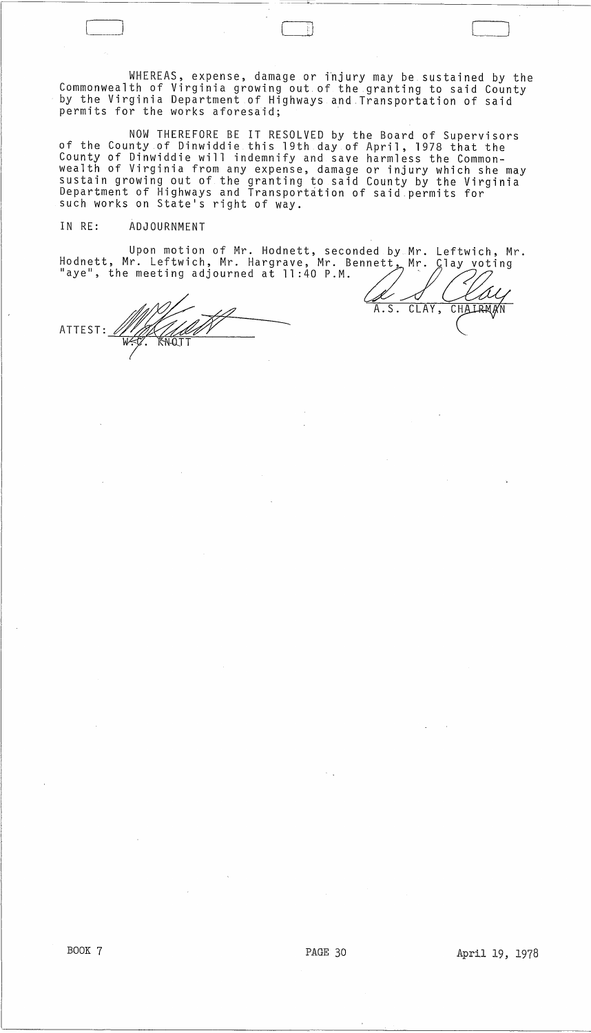WHEREAS, expense, damage or injury may be sustained by the Commonwealth of Virginia growing out of the granting to said County by the Virginia Department of Highways and Transportation of said permits for the works aforesaid;

NOW THEREFORE BE IT RESOLVED by the Board of Supervisors of the County of Dinwiddie this 19th day of April, 1978 that the County of Dinwiddie will indemnify and save harmless the Commonwealth of Virginia from any expense, damage or injury which she may sustain growing out of the granting to said County by the Virginia Department of Highways and Transportation of said permits for such works on State's right of way.

IN RE: ADJOURNMENT

Upon motion of Mr. Hodnett, seconded by Mr. Leftwich, Mr. Hodnett, Mr. Leftwich, Mr. Hargrave, Mr. Bennett, Mr. Clay voting "aye", the meeting adjourned at 11:40 P.M.

A.S. CLAY, CHAIRMAN

ATTEST: W. C. KNOTT

BOOK 7 PAGE 30 April 19, 1978